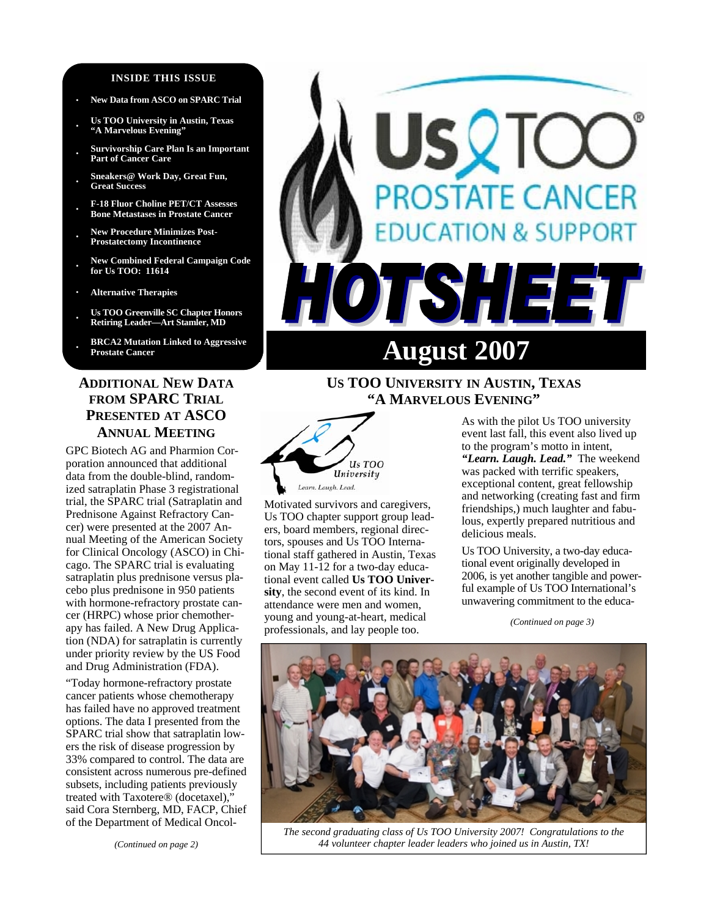# Us TOO Prostate Cancer Education & Support

# HOTSHEET

## August 2007

**INSIDE THIS ISSUE**

- New Data from ASCO on SPARC Trial
- Us TOO University in Austin, Texas "A Marvelous Evening"
- Survivorship Care Plan Is an Important Part of Cancer Care
- Sneakers@ Work Day, Great Fun, Great Success
- F-18 Fluor Choline PET/CT Assesses Bone Metastases in Prostate Cancer
- New Procedure Minimizes Post-Prostatectomy Incontinence
- New Combined Federal Campaign Code for Us TOO: 11614
- Alternative Therapies
- Us TOO Greenville SC Chapter Honors Retiring Leader—Art Stamler, MD
- BRCA2 Mutation Linked to Aggressive Prostate Cancer

## Additional New Data from SPARC Trial Presented at ASCO Annual Meeting

GPC Biotech AG and Pharmion Corporation announced that additional data from the double-blind, randomized satraplatin Phase 3 registrational trial, the SPARC trial (Satraplatin and Prednisone Against Refractory Cancer) were presented at the 2007 Annual Meeting of the American Society for Clinical Oncology (ASCO) in Chicago. The SPARC trial is evaluating satraplatin plus prednisone versus placebo plus prednisone in 950 patients with hormone-refractory prostate cancer (HRPC) whose prior chemotherapy has failed. A New Drug Application (NDA) for satraplatin is currently under priority review by the US Food and Drug Administration (FDA).

"Today hormone-refractory prostate cancer patients whose chemotherapy has failed have no approved treatment options. The data I presented from the SPARC trial show that satraplatin lowers the risk of disease progression by 33% compared to control. The data are consistent across numerous pre-defined subsets, including patients previously treated with Taxotere® (docetaxel)," said Cora Sternberg, MD, FACP, Chief of the Department of Medical Oncol-

*(Continued on page 2)*

## Us TOO University in Austin, Texas "A Marvelous Evening"

Us TOO University — Learn. Laugh. Lead.

Motivated survivors and caregivers, Us TOO chapter support group leaders, board members, regional directors, spouses and Us TOO International staff gathered in Austin, Texas on May 11-12 for a two-day educational event called **Us TOO University**, the second event of its kind. In attendance were men and women, young and young-at-heart, medical professionals, and lay people too.

As with the pilot Us TOO university event last fall, this event also lived up to the program's motto in intent, ***"Learn. Laugh. Lead."*** The weekend was packed with terrific speakers, exceptional content, great fellowship and networking (creating fast and firm friendships,) much laughter and fabulous, expertly prepared nutritious and delicious meals.

Us TOO University, a two-day educational event originally developed in 2006, is yet another tangible and powerful example of Us TOO International's unwavering commitment to the educa-

*(Continued on page 3)*

*The second graduating class of Us TOO University 2007! Congratulations to the 44 volunteer chapter leader leaders who joined us in Austin, TX!*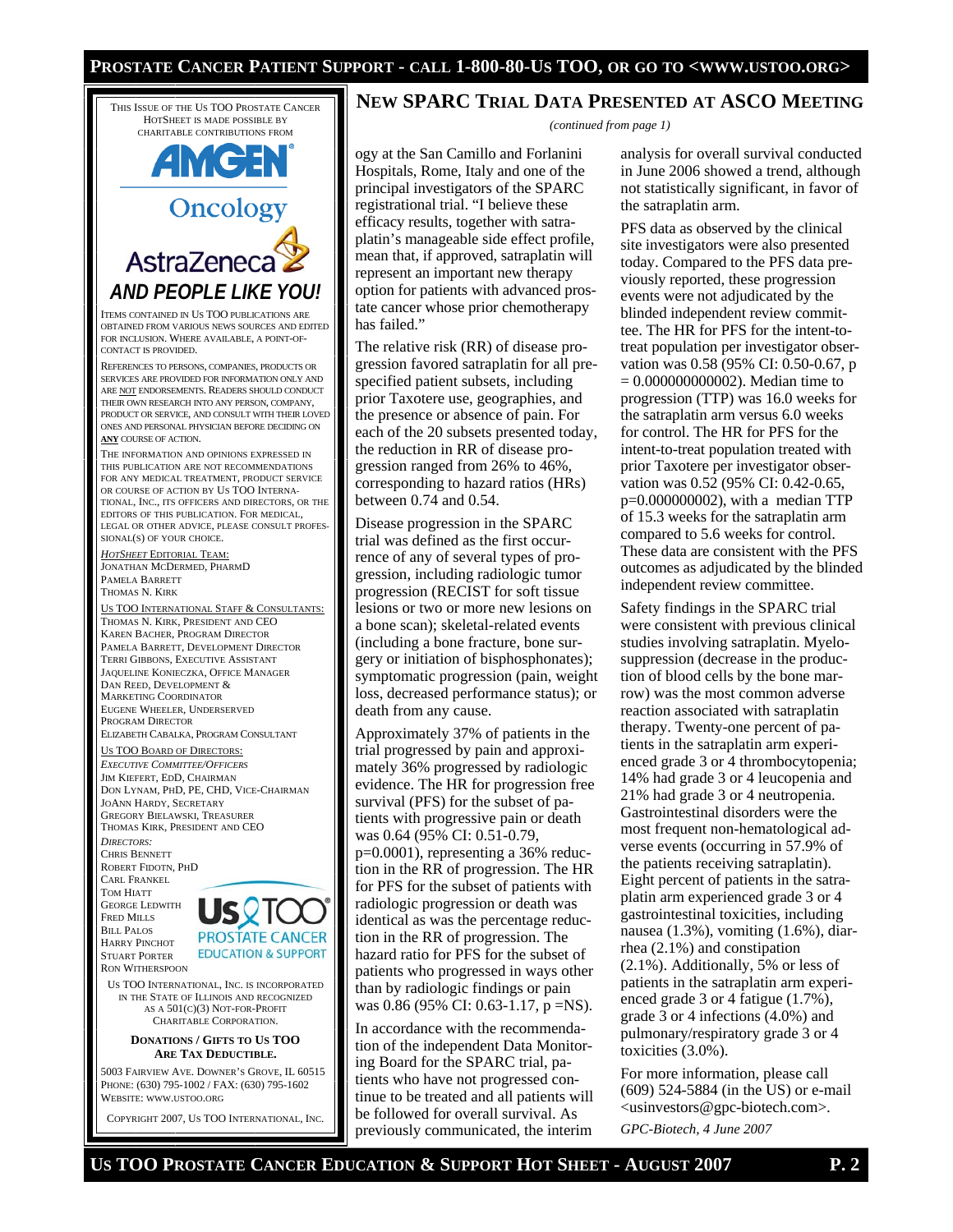This issue of the Us TOO Prostate Cancer HotSheet is made possible by charitable contributions from

AMGEN Oncology

AstraZeneca

*AND PEOPLE LIKE YOU!*

Items contained in Us TOO publications are obtained from various news sources and edited for inclusion. Where available, a point-of-contact is provided.

References to persons, companies, products or services are provided for information only and are not endorsements. Readers should conduct their own research into any person, company, product or service, and consult with their loved ones and personal physician before deciding on **any** course of action.

The information and opinions expressed in this publication are not recommendations for any medical treatment, product service or course of action by Us TOO International, Inc., its officers and directors, or the editors of this publication. For medical, legal or other advice, please consult professional(s) of your choice.

*HotSheet* Editorial Team:
Jonathan McDermed, PharmD
Pamela Barrett
Thomas N. Kirk

Us TOO International Staff & Consultants:
Thomas N. Kirk, President and CEO
Karen Bacher, Program Director
Pamela Barrett, Development Director
Terri Gibbons, Executive Assistant
Jaqueline Konieczka, Office Manager
Dan Reed, Development & Marketing Coordinator
Eugene Wheeler, Underserved Program Director
Elizabeth Cabalka, Program Consultant

Us TOO Board of Directors:
*Executive Committee/Officers*
Jim Kiefert, EdD, Chairman
Don Lynam, PhD, PE, CHD, Vice-Chairman
JoAnn Hardy, Secretary
Gregory Bielawski, Treasurer
Thomas Kirk, President and CEO

*Directors:*
Chris Bennett
Robert Fidotn, PhD
Carl Frankel
Tom Hiatt
George Ledwith
Fred Mills
Bill Palos
Harry Pinchot
Stuart Porter
Ron Witherspoon

Us TOO Prostate Cancer Education & Support

Us TOO International, Inc. is incorporated in the State of Illinois and recognized as a 501(c)(3) Not-For-Profit Charitable Corporation.

**Donations / Gifts to Us TOO Are Tax Deductible.**

5003 Fairview Ave. Downer's Grove, IL 60515
Phone: (630) 795-1002 / Fax: (630) 795-1602
Website: www.ustoo.org

Copyright 2007, Us TOO International, Inc.

# New SPARC Trial Data Presented at ASCO Meeting

*(continued from page 1)*

ogy at the San Camillo and Forlanini Hospitals, Rome, Italy and one of the principal investigators of the SPARC registrational trial. "I believe these efficacy results, together with satraplatin's manageable side effect profile, mean that, if approved, satraplatin will represent an important new therapy option for patients with advanced prostate cancer whose prior chemotherapy has failed."

The relative risk (RR) of disease progression favored satraplatin for all pre-specified patient subsets, including prior Taxotere use, geographies, and the presence or absence of pain. For each of the 20 subsets presented today, the reduction in RR of disease progression ranged from 26% to 46%, corresponding to hazard ratios (HRs) between 0.74 and 0.54.

Disease progression in the SPARC trial was defined as the first occurrence of any of several types of progression, including radiologic tumor progression (RECIST for soft tissue lesions or two or more new lesions on a bone scan); skeletal-related events (including a bone fracture, bone surgery or initiation of bisphosphonates); symptomatic progression (pain, weight loss, decreased performance status); or death from any cause.

Approximately 37% of patients in the trial progressed by pain and approximately 36% progressed by radiologic evidence. The HR for progression free survival (PFS) for the subset of patients with progressive pain or death was 0.64 (95% CI: 0.51-0.79, p=0.0001), representing a 36% reduction in the RR of progression. The HR for PFS for the subset of patients with radiologic progression or death was identical as was the percentage reduction in the RR of progression. The hazard ratio for PFS for the subset of patients who progressed in ways other than by radiologic findings or pain was 0.86 (95% CI: 0.63-1.17, p =NS).

In accordance with the recommendation of the independent Data Monitoring Board for the SPARC trial, patients who have not progressed continue to be treated and all patients will be followed for overall survival. As previously communicated, the interim analysis for overall survival conducted in June 2006 showed a trend, although not statistically significant, in favor of the satraplatin arm.

PFS data as observed by the clinical site investigators were also presented today. Compared to the PFS data previously reported, these progression events were not adjudicated by the blinded independent review committee. The HR for PFS for the intent-to-treat population per investigator observation was 0.58 (95% CI: 0.50-0.67, p = 0.000000000002). Median time to progression (TTP) was 16.0 weeks for the satraplatin arm versus 6.0 weeks for control. The HR for PFS for the intent-to-treat population treated with prior Taxotere per investigator observation was 0.52 (95% CI: 0.42-0.65, p=0.000000002), with a median TTP of 15.3 weeks for the satraplatin arm compared to 5.6 weeks for control. These data are consistent with the PFS outcomes as adjudicated by the blinded independent review committee.

Safety findings in the SPARC trial were consistent with previous clinical studies involving satraplatin. Myelosuppression (decrease in the production of blood cells by the bone marrow) was the most common adverse reaction associated with satraplatin therapy. Twenty-one percent of patients in the satraplatin arm experienced grade 3 or 4 thrombocytopenia; 14% had grade 3 or 4 leucopenia and 21% had grade 3 or 4 neutropenia. Gastrointestinal disorders were the most frequent non-hematological adverse events (occurring in 57.9% of the patients receiving satraplatin). Eight percent of patients in the satraplatin arm experienced grade 3 or 4 gastrointestinal toxicities, including nausea (1.3%), vomiting (1.6%), diarrhea (2.1%) and constipation (2.1%). Additionally, 5% or less of patients in the satraplatin arm experienced grade 3 or 4 fatigue (1.7%), grade 3 or 4 infections (4.0%) and pulmonary/respiratory grade 3 or 4 toxicities (3.0%).

For more information, please call (609) 524-5884 (in the US) or e-mail <usinvestors@gpc-biotech.com>.

*GPC-Biotech, 4 June 2007*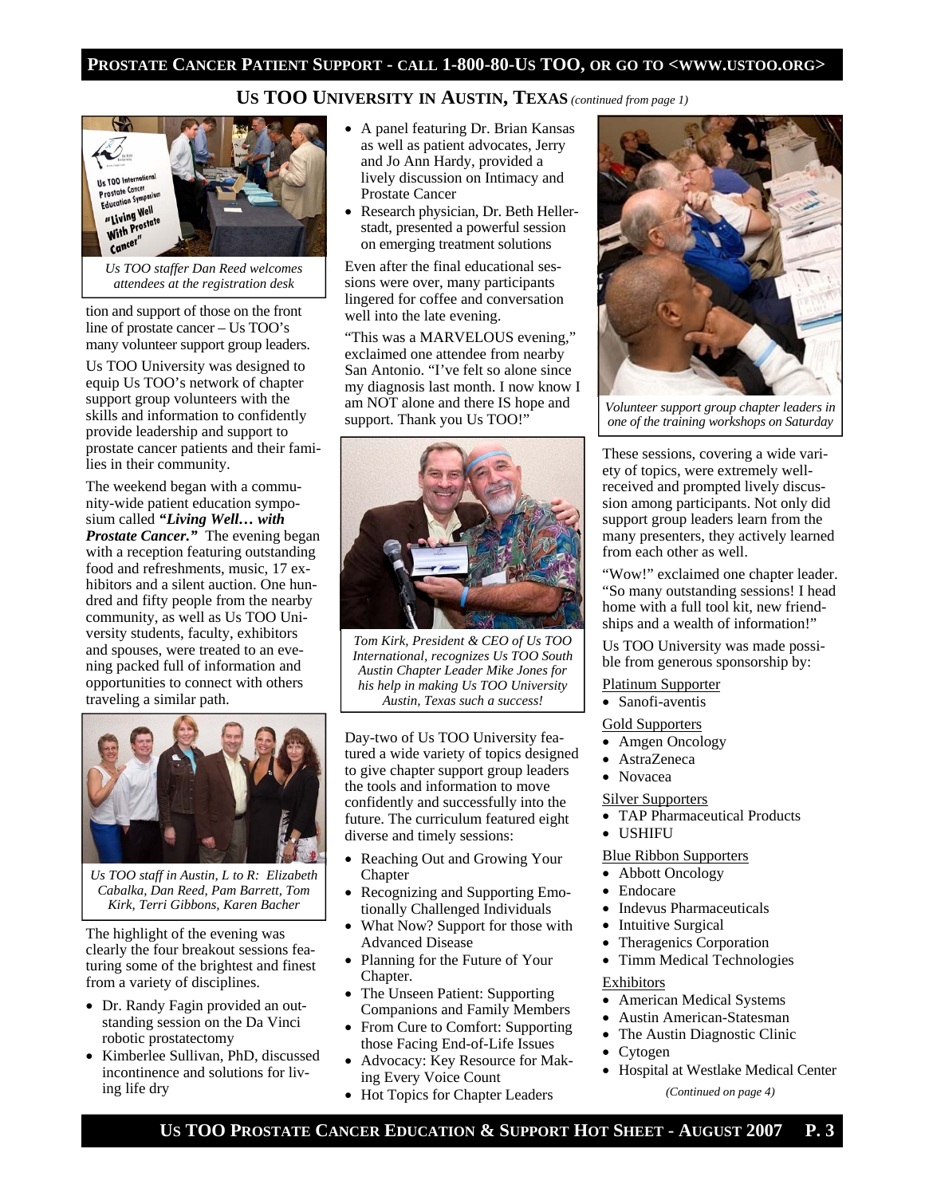## Us TOO University in Austin, Texas *(continued from page 1)*

*Us TOO staffer Dan Reed welcomes attendees at the registration desk*

tion and support of those on the front line of prostate cancer – Us TOO's many volunteer support group leaders.

Us TOO University was designed to equip Us TOO's network of chapter support group volunteers with the skills and information to confidently provide leadership and support to prostate cancer patients and their families in their community.

The weekend began with a community-wide patient education symposium called ***"Living Well… with Prostate Cancer."*** The evening began with a reception featuring outstanding food and refreshments, music, 17 exhibitors and a silent auction. One hundred and fifty people from the nearby community, as well as Us TOO University students, faculty, exhibitors and spouses, were treated to an evening packed full of information and opportunities to connect with others traveling a similar path.

*Us TOO staff in Austin, L to R: Elizabeth Cabalka, Dan Reed, Pam Barrett, Tom Kirk, Terri Gibbons, Karen Bacher*

The highlight of the evening was clearly the four breakout sessions featuring some of the brightest and finest from a variety of disciplines.

- Dr. Randy Fagin provided an outstanding session on the Da Vinci robotic prostatectomy
- Kimberlee Sullivan, PhD, discussed incontinence and solutions for living life dry
- A panel featuring Dr. Brian Kansas as well as patient advocates, Jerry and Jo Ann Hardy, provided a lively discussion on Intimacy and Prostate Cancer
- Research physician, Dr. Beth Hellerstadt, presented a powerful session on emerging treatment solutions

Even after the final educational sessions were over, many participants lingered for coffee and conversation well into the late evening.

"This was a MARVELOUS evening," exclaimed one attendee from nearby San Antonio. "I've felt so alone since my diagnosis last month. I now know I am NOT alone and there IS hope and support. Thank you Us TOO!"

*Tom Kirk, President & CEO of Us TOO International, recognizes Us TOO South Austin Chapter Leader Mike Jones for his help in making Us TOO University Austin, Texas such a success!*

Day-two of Us TOO University featured a wide variety of topics designed to give chapter support group leaders the tools and information to move confidently and successfully into the future. The curriculum featured eight diverse and timely sessions:

- Reaching Out and Growing Your Chapter
- Recognizing and Supporting Emotionally Challenged Individuals
- What Now? Support for those with Advanced Disease
- Planning for the Future of Your Chapter.
- The Unseen Patient: Supporting Companions and Family Members
- From Cure to Comfort: Supporting those Facing End-of-Life Issues
- Advocacy: Key Resource for Making Every Voice Count
- Hot Topics for Chapter Leaders

*Volunteer support group chapter leaders in one of the training workshops on Saturday*

These sessions, covering a wide variety of topics, were extremely well-received and prompted lively discussion among participants. Not only did support group leaders learn from the many presenters, they actively learned from each other as well.

"Wow!" exclaimed one chapter leader. "So many outstanding sessions! I head home with a full tool kit, new friendships and a wealth of information!"

Us TOO University was made possible from generous sponsorship by:

Platinum Supporter
- Sanofi-aventis

Gold Supporters
- Amgen Oncology
- AstraZeneca
- Novacea

Silver Supporters
- TAP Pharmaceutical Products
- USHIFU

Blue Ribbon Supporters
- Abbott Oncology
- Endocare
- Indevus Pharmaceuticals
- Intuitive Surgical
- Theragenics Corporation
- Timm Medical Technologies

Exhibitors
- American Medical Systems
- Austin American-Statesman
- The Austin Diagnostic Clinic
- Cytogen
- Hospital at Westlake Medical Center

*(Continued on page 4)*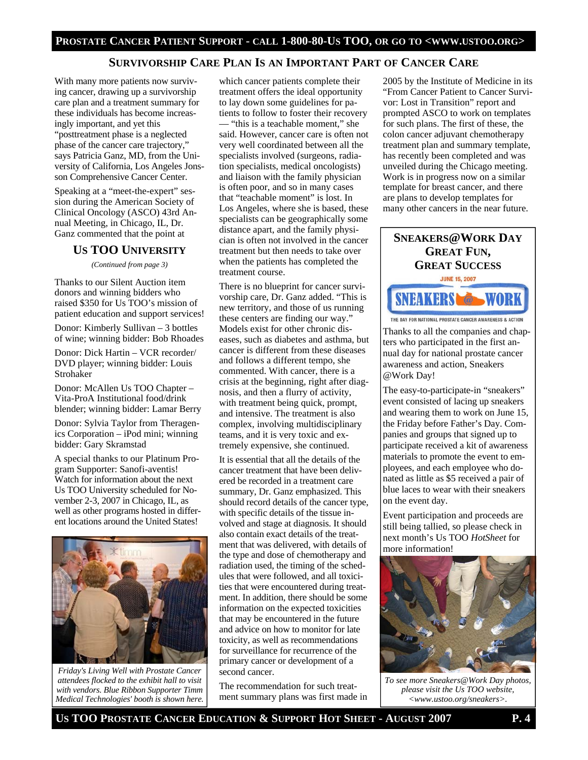## SURVIVORSHIP CARE PLAN IS AN IMPORTANT PART OF CANCER CARE

With many more patients now surviving cancer, drawing up a survivorship care plan and a treatment summary for these individuals has become increasingly important, and yet this "posttreatment phase is a neglected phase of the cancer care trajectory," says Patricia Ganz, MD, from the University of California, Los Angeles Jonsson Comprehensive Cancer Center.

Speaking at a "meet-the-expert" session during the American Society of Clinical Oncology (ASCO) 43rd Annual Meeting, in Chicago, IL, Dr. Ganz commented that the point at which cancer patients complete their treatment offers the ideal opportunity to lay down some guidelines for patients to follow to foster their recovery — "this is a teachable moment," she said. However, cancer care is often not very well coordinated between all the specialists involved (surgeons, radiation specialists, medical oncologists) and liaison with the family physician is often poor, and so in many cases that "teachable moment" is lost. In Los Angeles, where she is based, these specialists can be geographically some distance apart, and the family physician is often not involved in the cancer treatment but then needs to take over when the patients has completed the treatment course.

There is no blueprint for cancer survivorship care, Dr. Ganz added. "This is new territory, and those of us running these centers are finding our way." Models exist for other chronic diseases, such as diabetes and asthma, but cancer is different from these diseases and follows a different tempo, she commented. With cancer, there is a crisis at the beginning, right after diagnosis, and then a flurry of activity, with treatment being quick, prompt, and intensive. The treatment is also complex, involving multidisciplinary teams, and it is very toxic and extremely expensive, she continued.

It is essential that all the details of the cancer treatment that have been delivered be recorded in a treatment care summary, Dr. Ganz emphasized. This should record details of the cancer type, with specific details of the tissue involved and stage at diagnosis. It should also contain exact details of the treatment that was delivered, with details of the type and dose of chemotherapy and radiation used, the timing of the schedules that were followed, and all toxicities that were encountered during treatment. In addition, there should be some information on the expected toxicities that may be encountered in the future and advice on how to monitor for late toxicity, as well as recommendations for surveillance for recurrence of the primary cancer or development of a second cancer.

The recommendation for such treatment summary plans was first made in 2005 by the Institute of Medicine in its "From Cancer Patient to Cancer Survivor: Lost in Transition" report and prompted ASCO to work on templates for such plans. The first of these, the colon cancer adjuvant chemotherapy treatment plan and summary template, has recently been completed and was unveiled during the Chicago meeting. Work is in progress now on a similar template for breast cancer, and there are plans to develop templates for many other cancers in the near future.

## US TOO UNIVERSITY

*(Continued from page 3)*

Thanks to our Silent Auction item donors and winning bidders who raised $350 for Us TOO's mission of patient education and support services!

Donor: Kimberly Sullivan – 3 bottles of wine; winning bidder: Bob Rhoades

Donor: Dick Hartin – VCR recorder/ DVD player; winning bidder: Louis Strohaker

Donor: McAllen Us TOO Chapter – Vita-ProA Institutional food/drink blender; winning bidder: Lamar Berry

Donor: Sylvia Taylor from Theragenics Corporation – iPod mini; winning bidder: Gary Skramstad

A special thanks to our Platinum Program Supporter: Sanofi-aventis! Watch for information about the next Us TOO University scheduled for November 2-3, 2007 in Chicago, IL, as well as other programs hosted in different locations around the United States!

*Friday's Living Well with Prostate Cancer attendees flocked to the exhibit hall to visit with vendors. Blue Ribbon Supporter Timm Medical Technologies' booth is shown here.*

## SNEAKERS@WORK DAY GREAT FUN, GREAT SUCCESS

JUNE 15, 2007

SNEAKERS @ WORK

THE DAY FOR NATIONAL PROSTATE CANCER AWARENESS & ACTION

Thanks to all the companies and chapters who participated in the first annual day for national prostate cancer awareness and action, Sneakers @Work Day!

The easy-to-participate-in "sneakers" event consisted of lacing up sneakers and wearing them to work on June 15, the Friday before Father's Day. Companies and groups that signed up to participate received a kit of awareness materials to promote the event to employees, and each employee who donated as little as $5 received a pair of blue laces to wear with their sneakers on the event day.

Event participation and proceeds are still being tallied, so please check in next month's Us TOO *HotSheet* for more information!

*To see more Sneakers@Work Day photos, please visit the Us TOO website, <www.ustoo.org/sneakers>.*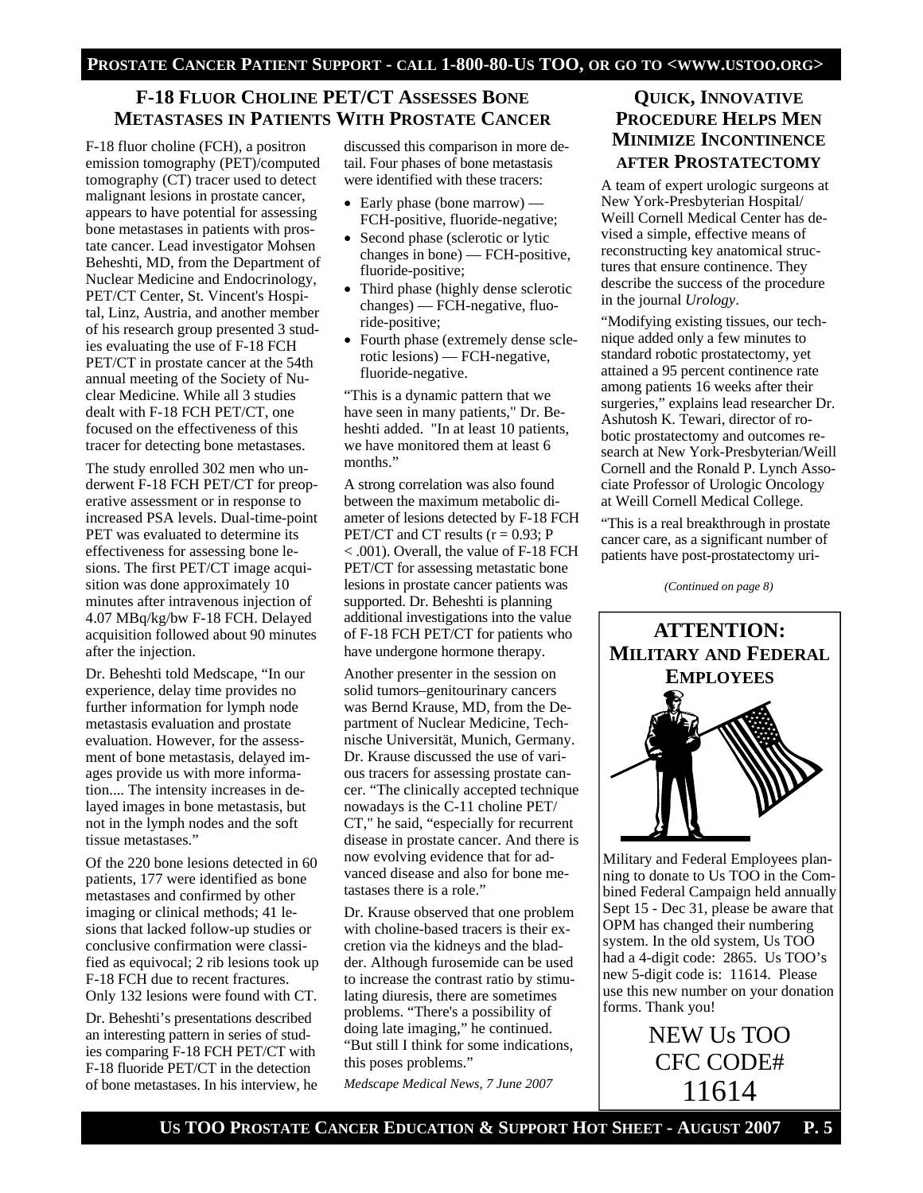## F-18 Fluor Choline PET/CT Assesses Bone Metastases in Patients With Prostate Cancer

F-18 fluor choline (FCH), a positron emission tomography (PET)/computed tomography (CT) tracer used to detect malignant lesions in prostate cancer, appears to have potential for assessing bone metastases in patients with prostate cancer. Lead investigator Mohsen Beheshti, MD, from the Department of Nuclear Medicine and Endocrinology, PET/CT Center, St. Vincent's Hospital, Linz, Austria, and another member of his research group presented 3 studies evaluating the use of F-18 FCH PET/CT in prostate cancer at the 54th annual meeting of the Society of Nuclear Medicine. While all 3 studies dealt with F-18 FCH PET/CT, one focused on the effectiveness of this tracer for detecting bone metastases.

The study enrolled 302 men who underwent F-18 FCH PET/CT for preoperative assessment or in response to increased PSA levels. Dual-time-point PET was evaluated to determine its effectiveness for assessing bone lesions. The first PET/CT image acquisition was done approximately 10 minutes after intravenous injection of 4.07 MBq/kg/bw F-18 FCH. Delayed acquisition followed about 90 minutes after the injection.

Dr. Beheshti told Medscape, "In our experience, delay time provides no further information for lymph node metastasis evaluation and prostate evaluation. However, for the assessment of bone metastasis, delayed images provide us with more information.... The intensity increases in delayed images in bone metastasis, but not in the lymph nodes and the soft tissue metastases."

Of the 220 bone lesions detected in 60 patients, 177 were identified as bone metastases and confirmed by other imaging or clinical methods; 41 lesions that lacked follow-up studies or conclusive confirmation were classified as equivocal; 2 rib lesions took up F-18 FCH due to recent fractures. Only 132 lesions were found with CT.

Dr. Beheshti's presentations described an interesting pattern in series of studies comparing F-18 FCH PET/CT with F-18 fluoride PET/CT in the detection of bone metastases. In his interview, he discussed this comparison in more detail. Four phases of bone metastasis were identified with these tracers:

- Early phase (bone marrow) — FCH-positive, fluoride-negative;
- Second phase (sclerotic or lytic changes in bone) — FCH-positive, fluoride-positive;
- Third phase (highly dense sclerotic changes) — FCH-negative, fluoride-positive;
- Fourth phase (extremely dense sclerotic lesions) — FCH-negative, fluoride-negative.

"This is a dynamic pattern that we have seen in many patients," Dr. Beheshti added. "In at least 10 patients, we have monitored them at least 6 months."

A strong correlation was also found between the maximum metabolic diameter of lesions detected by F-18 FCH PET/CT and CT results ($r = 0.93$; $P < .001$). Overall, the value of F-18 FCH PET/CT for assessing metastatic bone lesions in prostate cancer patients was supported. Dr. Beheshti is planning additional investigations into the value of F-18 FCH PET/CT for patients who have undergone hormone therapy.

Another presenter in the session on solid tumors–genitourinary cancers was Bernd Krause, MD, from the Department of Nuclear Medicine, Technische Universität, Munich, Germany. Dr. Krause discussed the use of various tracers for assessing prostate cancer. "The clinically accepted technique nowadays is the C-11 choline PET/CT," he said, "especially for recurrent disease in prostate cancer. And there is now evolving evidence that for advanced disease and also for bone metastases there is a role."

Dr. Krause observed that one problem with choline-based tracers is their excretion via the kidneys and the bladder. Although furosemide can be used to increase the contrast ratio by stimulating diuresis, there are sometimes problems. "There's a possibility of doing late imaging," he continued. "But still I think for some indications, this poses problems."

*Medscape Medical News, 7 June 2007*

## Quick, Innovative Procedure Helps Men Minimize Incontinence after Prostatectomy

A team of expert urologic surgeons at New York-Presbyterian Hospital/ Weill Cornell Medical Center has devised a simple, effective means of reconstructing key anatomical structures that ensure continence. They describe the success of the procedure in the journal *Urology*.

"Modifying existing tissues, our technique added only a few minutes to standard robotic prostatectomy, yet attained a 95 percent continence rate among patients 16 weeks after their surgeries," explains lead researcher Dr. Ashutosh K. Tewari, director of robotic prostatectomy and outcomes research at New York-Presbyterian/Weill Cornell and the Ronald P. Lynch Associate Professor of Urologic Oncology at Weill Cornell Medical College.

"This is a real breakthrough in prostate cancer care, as a significant number of patients have post-prostatectomy uri-

*(Continued on page 8)*

## ATTENTION: Military and Federal Employees

Military and Federal Employees planning to donate to Us TOO in the Combined Federal Campaign held annually Sept 15 - Dec 31, please be aware that OPM has changed their numbering system. In the old system, Us TOO had a 4-digit code: 2865. Us TOO's new 5-digit code is: 11614. Please use this new number on your donation forms. Thank you!

NEW Us TOO CFC CODE# 11614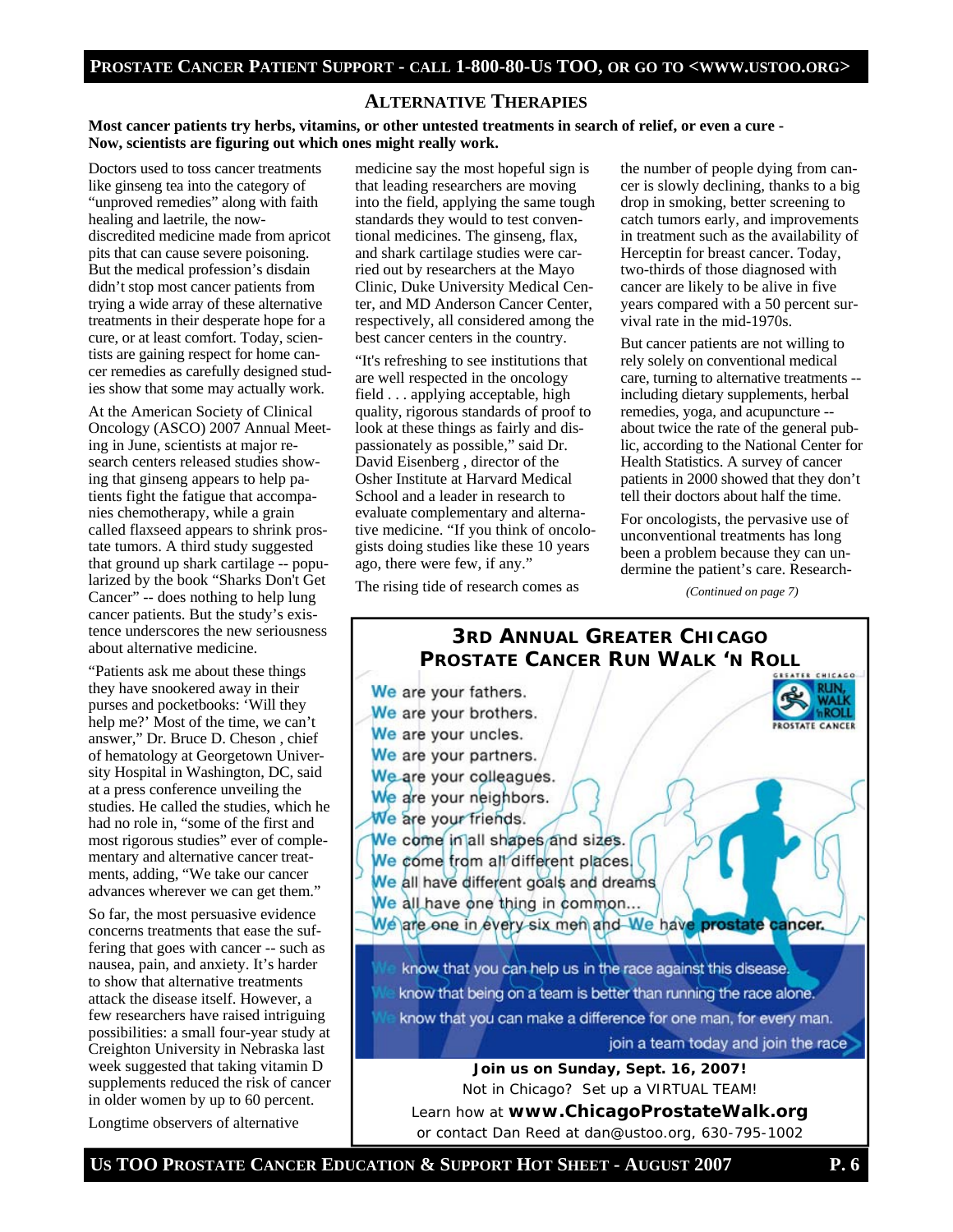## ALTERNATIVE THERAPIES

**Most cancer patients try herbs, vitamins, or other untested treatments in search of relief, or even a cure - Now, scientists are figuring out which ones might really work.**

Doctors used to toss cancer treatments like ginseng tea into the category of "unproved remedies" along with faith healing and laetrile, the now-discredited medicine made from apricot pits that can cause severe poisoning. But the medical profession's disdain didn't stop most cancer patients from trying a wide array of these alternative treatments in their desperate hope for a cure, or at least comfort. Today, scientists are gaining respect for home cancer remedies as carefully designed studies show that some may actually work.

At the American Society of Clinical Oncology (ASCO) 2007 Annual Meeting in June, scientists at major research centers released studies showing that ginseng appears to help patients fight the fatigue that accompanies chemotherapy, while a grain called flaxseed appears to shrink prostate tumors. A third study suggested that ground up shark cartilage -- popularized by the book "Sharks Don't Get Cancer" -- does nothing to help lung cancer patients. But the study's existence underscores the new seriousness about alternative medicine.

"Patients ask me about these things they have snookered away in their purses and pocketbooks: 'Will they help me?' Most of the time, we can't answer," Dr. Bruce D. Cheson , chief of hematology at Georgetown University Hospital in Washington, DC, said at a press conference unveiling the studies. He called the studies, which he had no role in, "some of the first and most rigorous studies" ever of complementary and alternative cancer treatments, adding, "We take our cancer advances wherever we can get them."

So far, the most persuasive evidence concerns treatments that ease the suffering that goes with cancer -- such as nausea, pain, and anxiety. It's harder to show that alternative treatments attack the disease itself. However, a few researchers have raised intriguing possibilities: a small four-year study at Creighton University in Nebraska last week suggested that taking vitamin D supplements reduced the risk of cancer in older women by up to 60 percent.

Longtime observers of alternative medicine say the most hopeful sign is that leading researchers are moving into the field, applying the same tough standards they would to test conventional medicines. The ginseng, flax, and shark cartilage studies were carried out by researchers at the Mayo Clinic, Duke University Medical Center, and MD Anderson Cancer Center, respectively, all considered among the best cancer centers in the country.

"It's refreshing to see institutions that are well respected in the oncology field . . . applying acceptable, high quality, rigorous standards of proof to look at these things as fairly and dispassionately as possible," said Dr. David Eisenberg , director of the Osher Institute at Harvard Medical School and a leader in research to evaluate complementary and alternative medicine. "If you think of oncologists doing studies like these 10 years ago, there were few, if any."

The rising tide of research comes as the number of people dying from cancer is slowly declining, thanks to a big drop in smoking, better screening to catch tumors early, and improvements in treatment such as the availability of Herceptin for breast cancer. Today, two-thirds of those diagnosed with cancer are likely to be alive in five years compared with a 50 percent survival rate in the mid-1970s.

But cancer patients are not willing to rely solely on conventional medical care, turning to alternative treatments -- including dietary supplements, herbal remedies, yoga, and acupuncture -- about twice the rate of the general public, according to the National Center for Health Statistics. A survey of cancer patients in 2000 showed that they don't tell their doctors about half the time.

For oncologists, the pervasive use of unconventional treatments has long been a problem because they can undermine the patient's care. Research-

*(Continued on page 7)*

---

### 3RD ANNUAL GREATER CHICAGO PROSTATE CANCER RUN WALK 'N ROLL

We are your fathers.
We are your brothers.
We are your uncles.
We are your partners.
We are your colleagues.
We are your neighbors.
We are your friends.
We come in all shapes and sizes.
We come from all different places.
We all have different goals and dreams
We all have one thing in common...
We are one in every six men and We have **prostate cancer.**

We know that you can help us in the race against this disease.
We know that being on a team is better than running the race alone.
We know that you can make a difference for one man, for every man.
join a team today and join the race

**Join us on Sunday, Sept. 16, 2007!**
Not in Chicago? Set up a VIRTUAL TEAM!
Learn how at **www.ChicagoProstateWalk.org**
or contact Dan Reed at dan@ustoo.org, 630-795-1002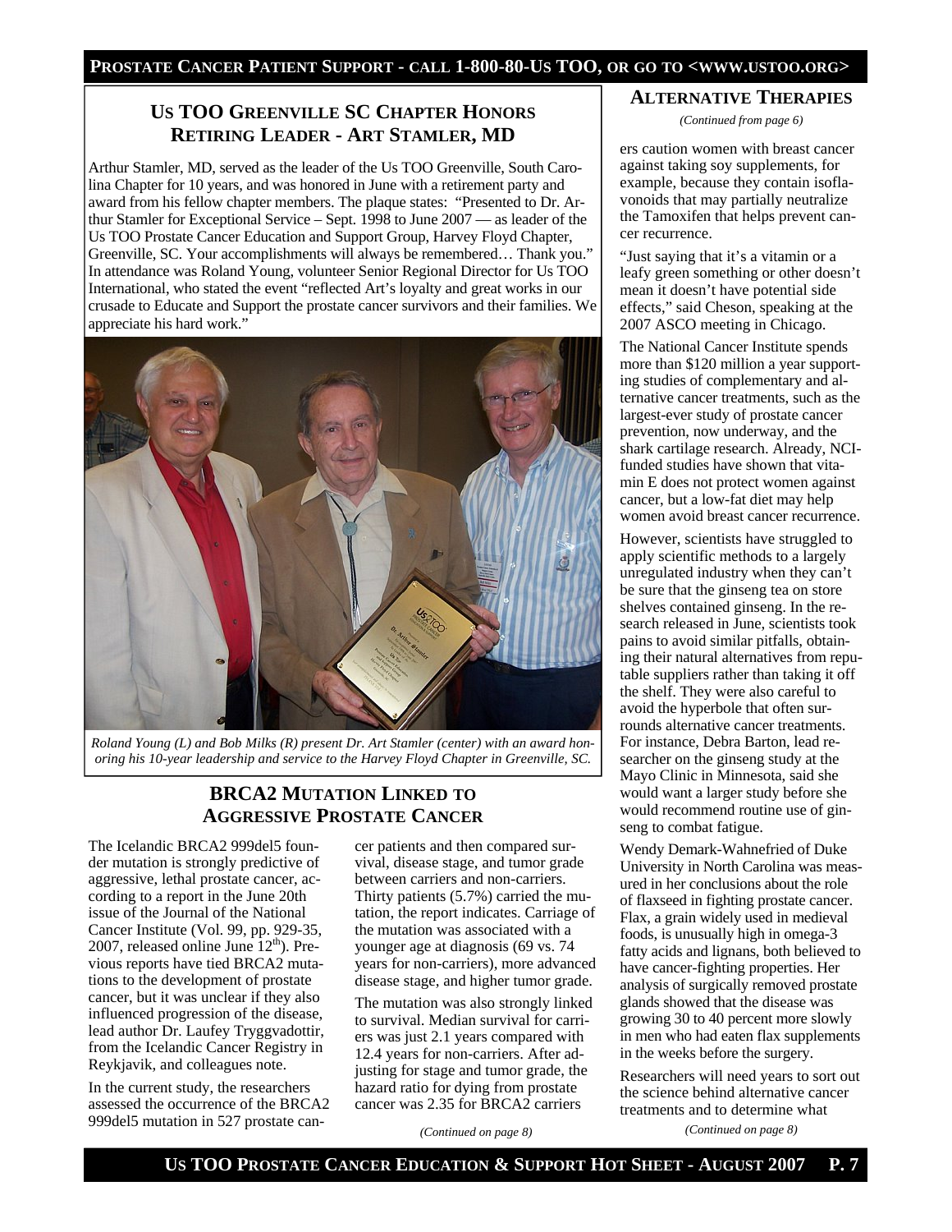## US TOO GREENVILLE SC CHAPTER HONORS RETIRING LEADER - ART STAMLER, MD

Arthur Stamler, MD, served as the leader of the Us TOO Greenville, South Carolina Chapter for 10 years, and was honored in June with a retirement party and award from his fellow chapter members. The plaque states: "Presented to Dr. Arthur Stamler for Exceptional Service – Sept. 1998 to June 2007 — as leader of the Us TOO Prostate Cancer Education and Support Group, Harvey Floyd Chapter, Greenville, SC. Your accomplishments will always be remembered… Thank you." In attendance was Roland Young, volunteer Senior Regional Director for Us TOO International, who stated the event "reflected Art's loyalty and great works in our crusade to Educate and Support the prostate cancer survivors and their families. We appreciate his hard work."

*Roland Young (L) and Bob Milks (R) present Dr. Art Stamler (center) with an award honoring his 10-year leadership and service to the Harvey Floyd Chapter in Greenville, SC.*

## BRCA2 MUTATION LINKED TO AGGRESSIVE PROSTATE CANCER

The Icelandic BRCA2 999del5 founder mutation is strongly predictive of aggressive, lethal prostate cancer, according to a report in the June 20th issue of the Journal of the National Cancer Institute (Vol. 99, pp. 929-35, 2007, released online June 12th). Previous reports have tied BRCA2 mutations to the development of prostate cancer, but it was unclear if they also influenced progression of the disease, lead author Dr. Laufey Tryggvadottir, from the Icelandic Cancer Registry in Reykjavik, and colleagues note.

In the current study, the researchers assessed the occurrence of the BRCA2 999del5 mutation in 527 prostate cancer patients and then compared survival, disease stage, and tumor grade between carriers and non-carriers. Thirty patients (5.7%) carried the mutation, the report indicates. Carriage of the mutation was associated with a younger age at diagnosis (69 vs. 74 years for non-carriers), more advanced disease stage, and higher tumor grade.

The mutation was also strongly linked to survival. Median survival for carriers was just 2.1 years compared with 12.4 years for non-carriers. After adjusting for stage and tumor grade, the hazard ratio for dying from prostate cancer was 2.35 for BRCA2 carriers

*(Continued on page 8)*

## ALTERNATIVE THERAPIES

*(Continued from page 6)*

ers caution women with breast cancer against taking soy supplements, for example, because they contain isoflavonoids that may partially neutralize the Tamoxifen that helps prevent cancer recurrence.

"Just saying that it's a vitamin or a leafy green something or other doesn't mean it doesn't have potential side effects," said Cheson, speaking at the 2007 ASCO meeting in Chicago.

The National Cancer Institute spends more than $120 million a year supporting studies of complementary and alternative cancer treatments, such as the largest-ever study of prostate cancer prevention, now underway, and the shark cartilage research. Already, NCI-funded studies have shown that vitamin E does not protect women against cancer, but a low-fat diet may help women avoid breast cancer recurrence.

However, scientists have struggled to apply scientific methods to a largely unregulated industry when they can't be sure that the ginseng tea on store shelves contained ginseng. In the research released in June, scientists took pains to avoid similar pitfalls, obtaining their natural alternatives from reputable suppliers rather than taking it off the shelf. They were also careful to avoid the hyperbole that often surrounds alternative cancer treatments. For instance, Debra Barton, lead researcher on the ginseng study at the Mayo Clinic in Minnesota, said she would want a larger study before she would recommend routine use of ginseng to combat fatigue.

Wendy Demark-Wahnefried of Duke University in North Carolina was measured in her conclusions about the role of flaxseed in fighting prostate cancer. Flax, a grain widely used in medieval foods, is unusually high in omega-3 fatty acids and lignans, both believed to have cancer-fighting properties. Her analysis of surgically removed prostate glands showed that the disease was growing 30 to 40 percent more slowly in men who had eaten flax supplements in the weeks before the surgery.

Researchers will need years to sort out the science behind alternative cancer treatments and to determine what

*(Continued on page 8)*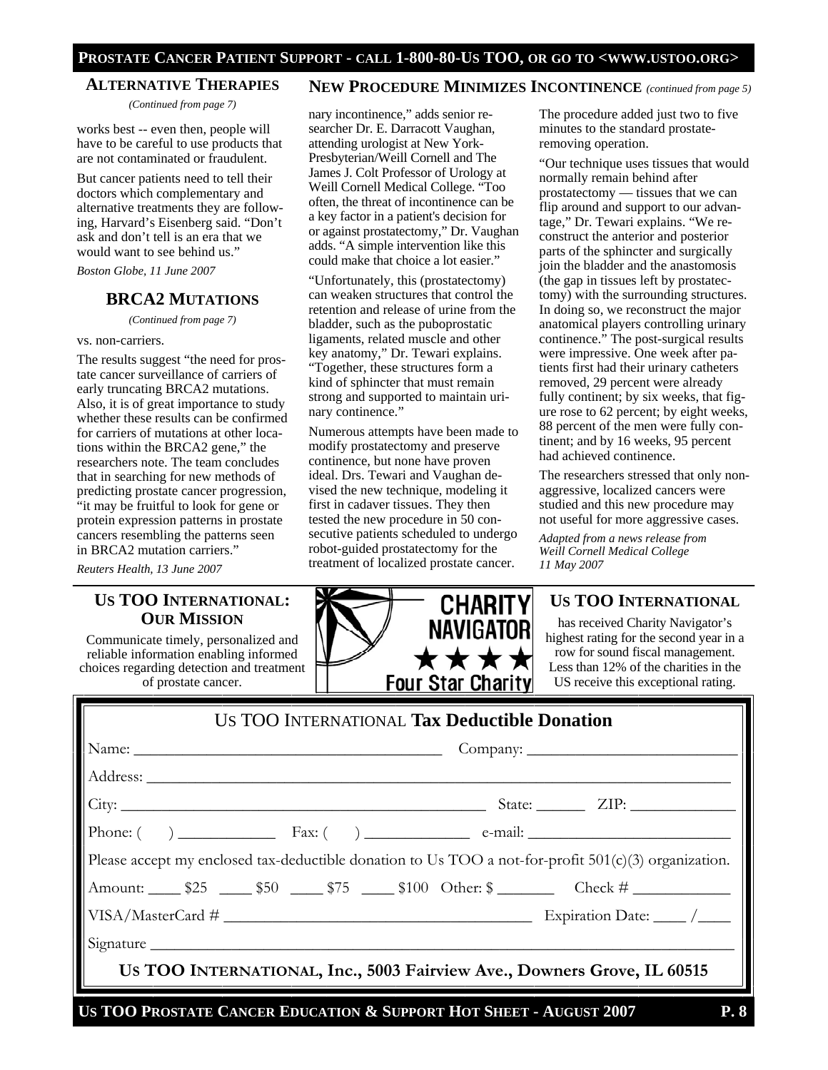## ALTERNATIVE THERAPIES

*(Continued from page 7)*

works best -- even then, people will have to be careful to use products that are not contaminated or fraudulent.

But cancer patients need to tell their doctors which complementary and alternative treatments they are following, Harvard's Eisenberg said. "Don't ask and don't tell is an era that we would want to see behind us."

*Boston Globe, 11 June 2007*

## BRCA2 MUTATIONS

*(Continued from page 7)*

vs. non-carriers.

The results suggest "the need for prostate cancer surveillance of carriers of early truncating BRCA2 mutations. Also, it is of great importance to study whether these results can be confirmed for carriers of mutations at other locations within the BRCA2 gene," the researchers note. The team concludes that in searching for new methods of predicting prostate cancer progression, "it may be fruitful to look for gene or protein expression patterns in prostate cancers resembling the patterns seen in BRCA2 mutation carriers."

*Reuters Health, 13 June 2007*

## NEW PROCEDURE MINIMIZES INCONTINENCE *(continued from page 5)*

nary incontinence," adds senior researcher Dr. E. Darracott Vaughan, attending urologist at New York-Presbyterian/Weill Cornell and The James J. Colt Professor of Urology at Weill Cornell Medical College. "Too often, the threat of incontinence can be a key factor in a patient's decision for or against prostatectomy," Dr. Vaughan adds. "A simple intervention like this could make that choice a lot easier."

"Unfortunately, this (prostatectomy) can weaken structures that control the retention and release of urine from the bladder, such as the puboprostatic ligaments, related muscle and other key anatomy," Dr. Tewari explains. "Together, these structures form a kind of sphincter that must remain strong and supported to maintain urinary continence."

Numerous attempts have been made to modify prostatectomy and preserve continence, but none have proven ideal. Drs. Tewari and Vaughan devised the new technique, modeling it first in cadaver tissues. They then tested the new procedure in 50 consecutive patients scheduled to undergo robot-guided prostatectomy for the treatment of localized prostate cancer.

The procedure added just two to five minutes to the standard prostate-removing operation.

"Our technique uses tissues that would normally remain behind after prostatectomy — tissues that we can flip around and support to our advantage," Dr. Tewari explains. "We reconstruct the anterior and posterior parts of the sphincter and surgically join the bladder and the anastomosis (the gap in tissues left by prostatectomy) with the surrounding structures. In doing so, we reconstruct the major anatomical players controlling urinary continence." The post-surgical results were impressive. One week after patients first had their urinary catheters removed, 29 percent were already fully continent; by six weeks, that figure rose to 62 percent; by eight weeks, 88 percent of the men were fully continent; and by 16 weeks, 95 percent had achieved continence.

The researchers stressed that only non-aggressive, localized cancers were studied and this new procedure may not useful for more aggressive cases.

*Adapted from a news release from Weill Cornell Medical College 11 May 2007*

## US TOO INTERNATIONAL: OUR MISSION

Communicate timely, personalized and reliable information enabling informed choices regarding detection and treatment of prostate cancer.

CHARITY NAVIGATOR ★★★★ Four Star Charity

## US TOO INTERNATIONAL

has received Charity Navigator's highest rating for the second year in a row for sound fiscal management. Less than 12% of the charities in the US receive this exceptional rating.

## US TOO INTERNATIONAL **Tax Deductible Donation**

Name: ______________________________ Company: ______________________

Address: ____________________________________________________________

City: ______________________________________ State: ______ ZIP: ____________

Phone: ( ) ___________ Fax: ( ) ____________ e-mail: ______________________

Please accept my enclosed tax-deductible donation to Us TOO a not-for-profit 501(c)(3) organization.

Amount: ____ $25 ____ $50 ____ $75 ____ $100 Other: $ _______ Check # ___________

VISA/MasterCard # ________________________________ Expiration Date: ____ /____

Signature ____________________________________________________________

**US TOO INTERNATIONAL, Inc., 5003 Fairview Ave., Downers Grove, IL 60515**